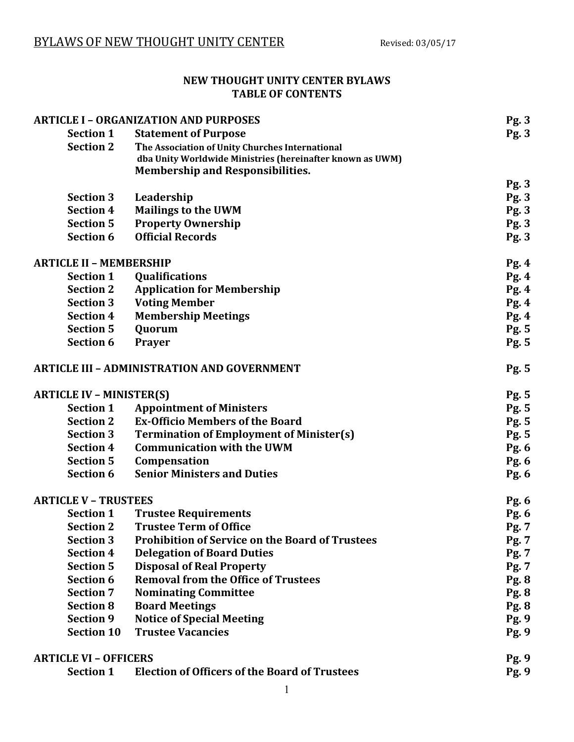# NEW THOUGHT UNITY CENTER BYLAWS
## TABLE OF CONTENTS

| | | |
|---|---|---|
| **ARTICLE I – ORGANIZATION AND PURPOSES** | | **Pg. 3** |
| **Section 1** | **Statement of Purpose** | **Pg. 3** |
| **Section 2** | **The Association of Unity Churches International dba Unity Worldwide Ministries (hereinafter known as UWM) Membership and Responsibilities.** | **Pg. 3** |
| **Section 3** | **Leadership** | **Pg. 3** |
| **Section 4** | **Mailings to the UWM** | **Pg. 3** |
| **Section 5** | **Property Ownership** | **Pg. 3** |
| **Section 6** | **Official Records** | **Pg. 3** |
| **ARTICLE II – MEMBERSHIP** | | **Pg. 4** |
| **Section 1** | **Qualifications** | **Pg. 4** |
| **Section 2** | **Application for Membership** | **Pg. 4** |
| **Section 3** | **Voting Member** | **Pg. 4** |
| **Section 4** | **Membership Meetings** | **Pg. 4** |
| **Section 5** | **Quorum** | **Pg. 5** |
| **Section 6** | **Prayer** | **Pg. 5** |
| **ARTICLE III – ADMINISTRATION AND GOVERNMENT** | | **Pg. 5** |
| **ARTICLE IV – MINISTER(S)** | | **Pg. 5** |
| **Section 1** | **Appointment of Ministers** | **Pg. 5** |
| **Section 2** | **Ex-Officio Members of the Board** | **Pg. 5** |
| **Section 3** | **Termination of Employment of Minister(s)** | **Pg. 5** |
| **Section 4** | **Communication with the UWM** | **Pg. 6** |
| **Section 5** | **Compensation** | **Pg. 6** |
| **Section 6** | **Senior Ministers and Duties** | **Pg. 6** |
| **ARTICLE V – TRUSTEES** | | **Pg. 6** |
| **Section 1** | **Trustee Requirements** | **Pg. 6** |
| **Section 2** | **Trustee Term of Office** | **Pg. 7** |
| **Section 3** | **Prohibition of Service on the Board of Trustees** | **Pg. 7** |
| **Section 4** | **Delegation of Board Duties** | **Pg. 7** |
| **Section 5** | **Disposal of Real Property** | **Pg. 7** |
| **Section 6** | **Removal from the Office of Trustees** | **Pg. 8** |
| **Section 7** | **Nominating Committee** | **Pg. 8** |
| **Section 8** | **Board Meetings** | **Pg. 8** |
| **Section 9** | **Notice of Special Meeting** | **Pg. 9** |
| **Section 10** | **Trustee Vacancies** | **Pg. 9** |
| **ARTICLE VI – OFFICERS** | | **Pg. 9** |
| **Section 1** | **Election of Officers of the Board of Trustees** | **Pg. 9** |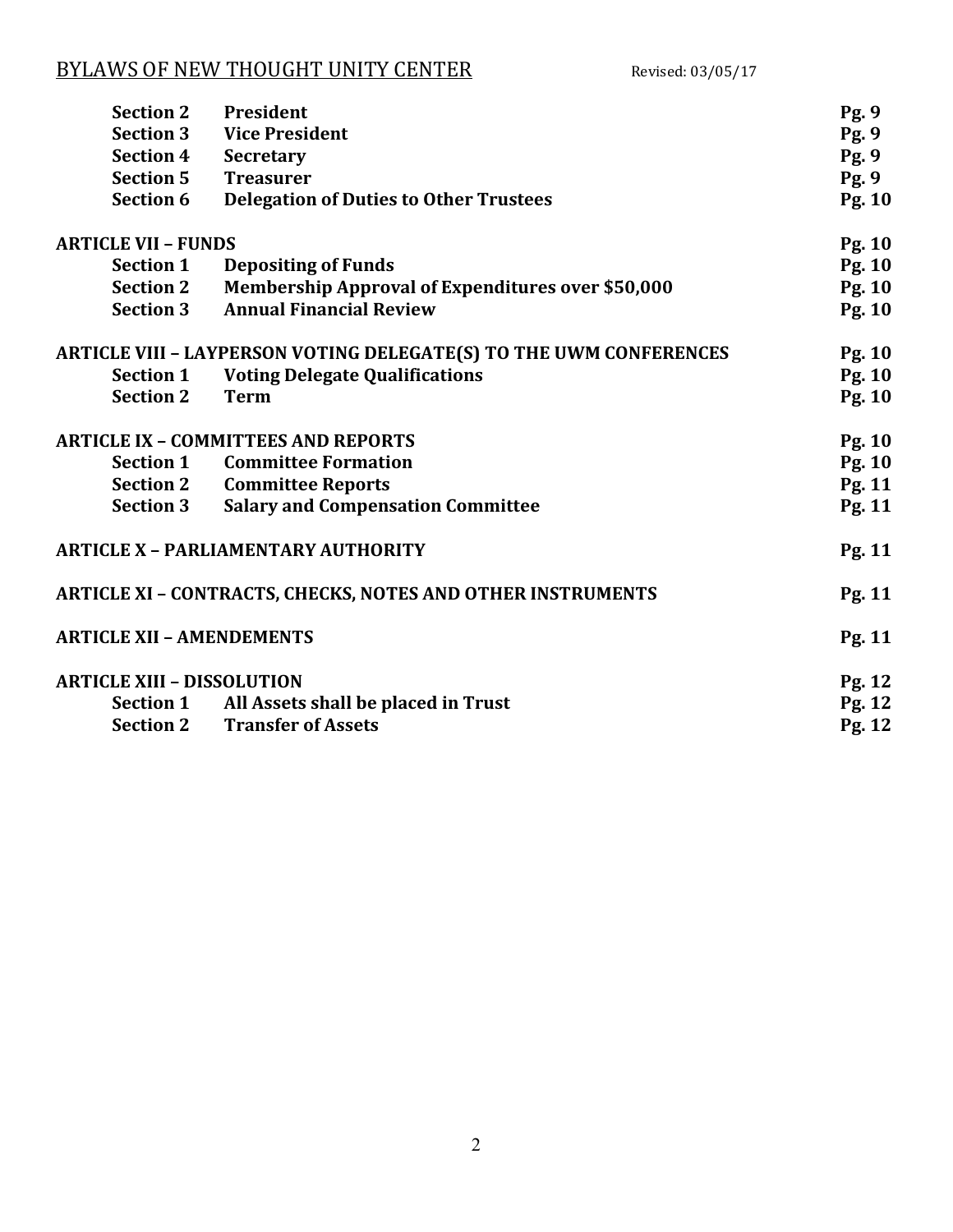| | | |
|---|---|---|
| **Section 2** | **President** | **Pg. 9** |
| **Section 3** | **Vice President** | **Pg. 9** |
| **Section 4** | **Secretary** | **Pg. 9** |
| **Section 5** | **Treasurer** | **Pg. 9** |
| **Section 6** | **Delegation of Duties to Other Trustees** | **Pg. 10** |
| **ARTICLE VII – FUNDS** | | **Pg. 10** |
| **Section 1** | **Depositing of Funds** | **Pg. 10** |
| **Section 2** | **Membership Approval of Expenditures over $50,000** | **Pg. 10** |
| **Section 3** | **Annual Financial Review** | **Pg. 10** |
| **ARTICLE VIII – LAYPERSON VOTING DELEGATE(S) TO THE UWM CONFERENCES** | | **Pg. 10** |
| **Section 1** | **Voting Delegate Qualifications** | **Pg. 10** |
| **Section 2** | **Term** | **Pg. 10** |
| **ARTICLE IX – COMMITTEES AND REPORTS** | | **Pg. 10** |
| **Section 1** | **Committee Formation** | **Pg. 10** |
| **Section 2** | **Committee Reports** | **Pg. 11** |
| **Section 3** | **Salary and Compensation Committee** | **Pg. 11** |
| **ARTICLE X – PARLIAMENTARY AUTHORITY** | | **Pg. 11** |
| **ARTICLE XI – CONTRACTS, CHECKS, NOTES AND OTHER INSTRUMENTS** | | **Pg. 11** |
| **ARTICLE XII – AMENDEMENTS** | | **Pg. 11** |
| **ARTICLE XIII – DISSOLUTION** | | **Pg. 12** |
| **Section 1** | **All Assets shall be placed in Trust** | **Pg. 12** |
| **Section 2** | **Transfer of Assets** | **Pg. 12** |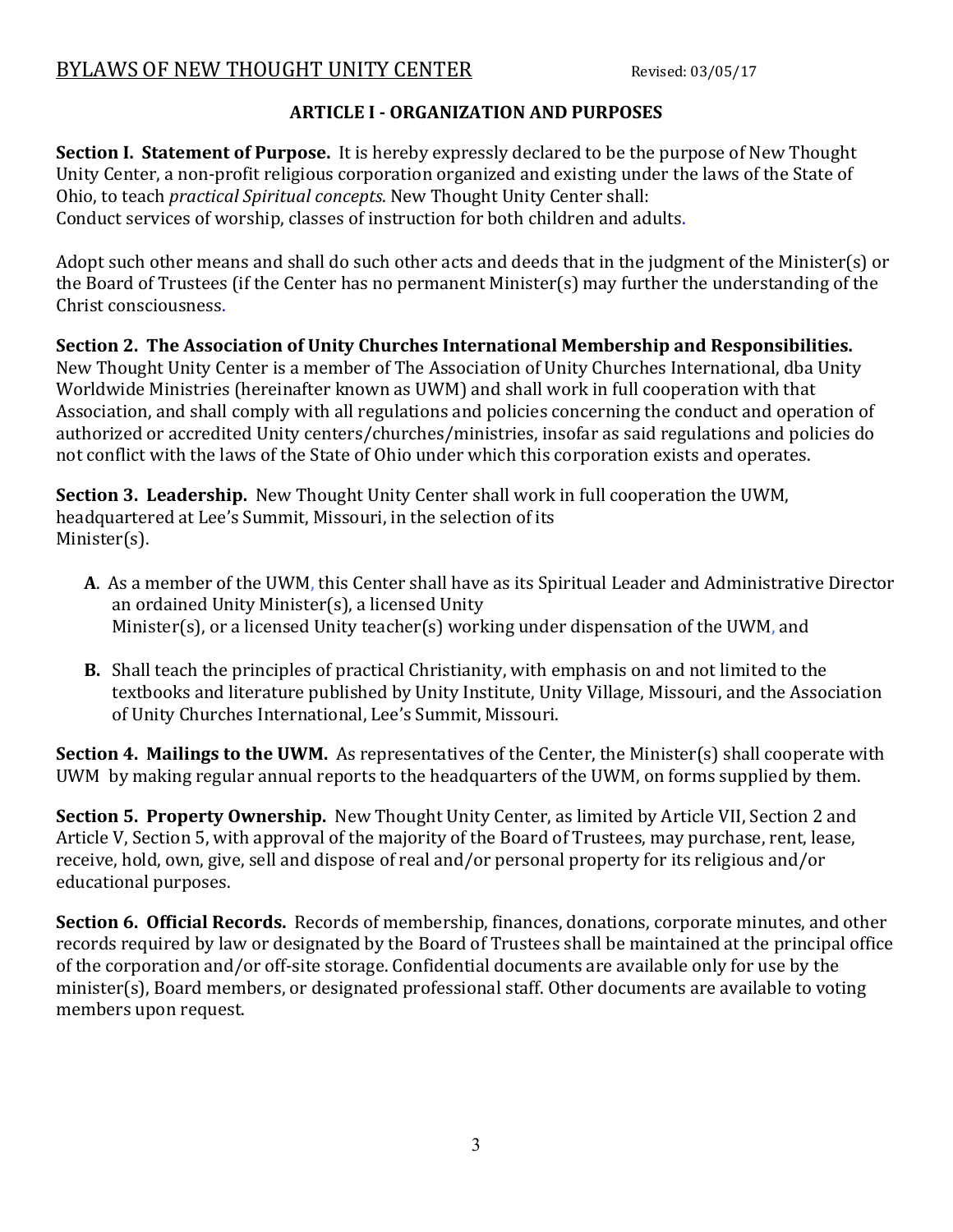## BYLAWS OF NEW THOUGHT UNITY CENTER

Revised: 03/05/17

### ARTICLE I - ORGANIZATION AND PURPOSES

**Section I. Statement of Purpose.** It is hereby expressly declared to be the purpose of New Thought Unity Center, a non-profit religious corporation organized and existing under the laws of the State of Ohio, to teach *practical Spiritual concepts*. New Thought Unity Center shall:
Conduct services of worship, classes of instruction for both children and adults.

Adopt such other means and shall do such other acts and deeds that in the judgment of the Minister(s) or the Board of Trustees (if the Center has no permanent Minister(s) may further the understanding of the Christ consciousness.

**Section 2. The Association of Unity Churches International Membership and Responsibilities.** New Thought Unity Center is a member of The Association of Unity Churches International, dba Unity Worldwide Ministries (hereinafter known as UWM) and shall work in full cooperation with that Association, and shall comply with all regulations and policies concerning the conduct and operation of authorized or accredited Unity centers/churches/ministries, insofar as said regulations and policies do not conflict with the laws of the State of Ohio under which this corporation exists and operates.

**Section 3. Leadership.** New Thought Unity Center shall work in full cooperation the UWM, headquartered at Lee's Summit, Missouri, in the selection of its Minister(s).

**A**. As a member of the UWM, this Center shall have as its Spiritual Leader and Administrative Director an ordained Unity Minister(s), a licensed Unity Minister(s), or a licensed Unity teacher(s) working under dispensation of the UWM, and

**B.** Shall teach the principles of practical Christianity, with emphasis on and not limited to the textbooks and literature published by Unity Institute, Unity Village, Missouri, and the Association of Unity Churches International, Lee's Summit, Missouri.

**Section 4. Mailings to the UWM.** As representatives of the Center, the Minister(s) shall cooperate with UWM by making regular annual reports to the headquarters of the UWM, on forms supplied by them.

**Section 5. Property Ownership.** New Thought Unity Center, as limited by Article VII, Section 2 and Article V, Section 5, with approval of the majority of the Board of Trustees, may purchase, rent, lease, receive, hold, own, give, sell and dispose of real and/or personal property for its religious and/or educational purposes.

**Section 6. Official Records.** Records of membership, finances, donations, corporate minutes, and other records required by law or designated by the Board of Trustees shall be maintained at the principal office of the corporation and/or off-site storage. Confidential documents are available only for use by the minister(s), Board members, or designated professional staff. Other documents are available to voting members upon request.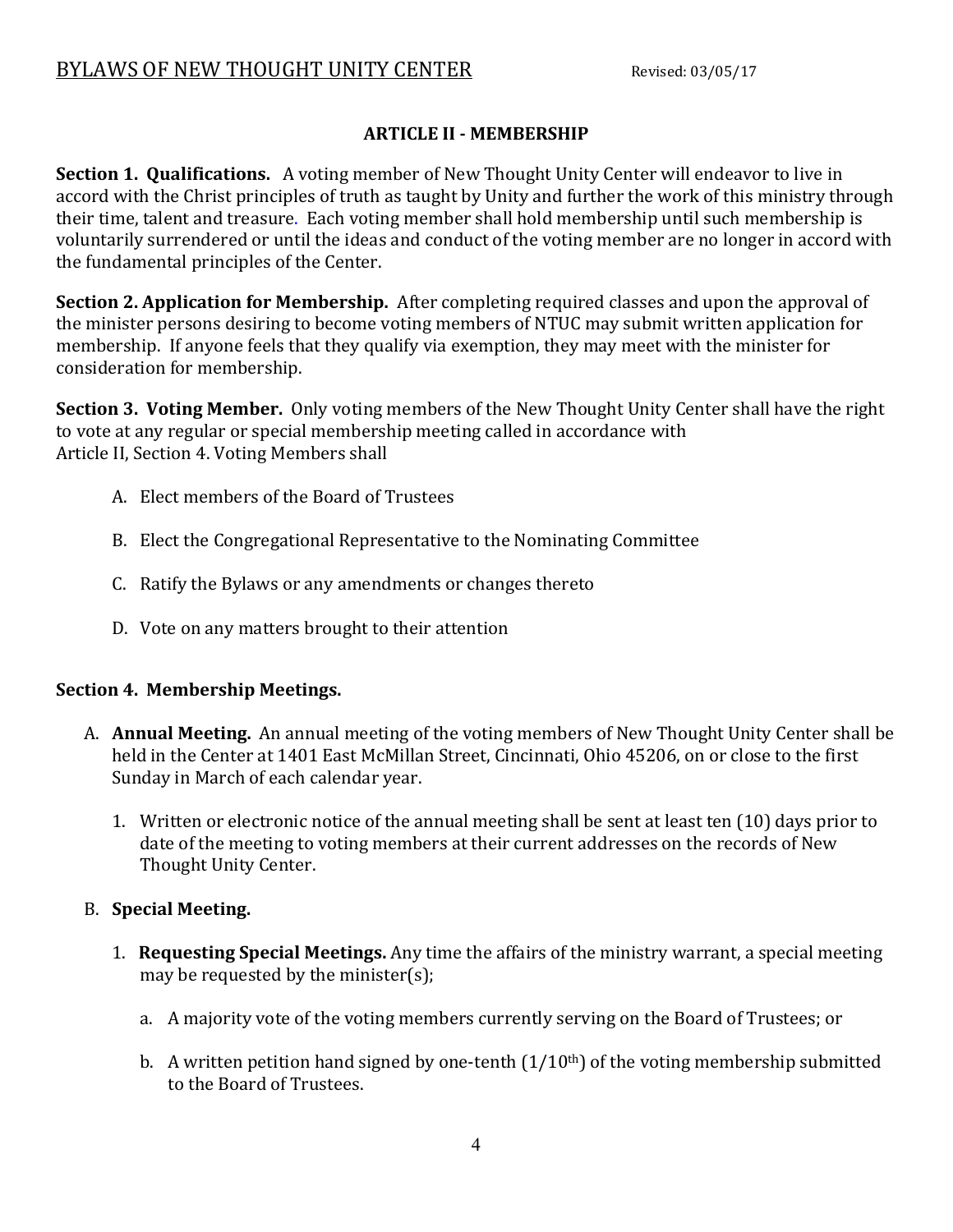## ARTICLE II - MEMBERSHIP

**Section 1. Qualifications.** A voting member of New Thought Unity Center will endeavor to live in accord with the Christ principles of truth as taught by Unity and further the work of this ministry through their time, talent and treasure. Each voting member shall hold membership until such membership is voluntarily surrendered or until the ideas and conduct of the voting member are no longer in accord with the fundamental principles of the Center.

**Section 2. Application for Membership.** After completing required classes and upon the approval of the minister persons desiring to become voting members of NTUC may submit written application for membership. If anyone feels that they qualify via exemption, they may meet with the minister for consideration for membership.

**Section 3. Voting Member.** Only voting members of the New Thought Unity Center shall have the right to vote at any regular or special membership meeting called in accordance with Article II, Section 4. Voting Members shall

A. Elect members of the Board of Trustees

B. Elect the Congregational Representative to the Nominating Committee

C. Ratify the Bylaws or any amendments or changes thereto

D. Vote on any matters brought to their attention

**Section 4. Membership Meetings.**

A. **Annual Meeting.** An annual meeting of the voting members of New Thought Unity Center shall be held in the Center at 1401 East McMillan Street, Cincinnati, Ohio 45206, on or close to the first Sunday in March of each calendar year.

   1. Written or electronic notice of the annual meeting shall be sent at least ten (10) days prior to date of the meeting to voting members at their current addresses on the records of New Thought Unity Center.

B. **Special Meeting.**

   1. **Requesting Special Meetings.** Any time the affairs of the ministry warrant, a special meeting may be requested by the minister(s);

      a. A majority vote of the voting members currently serving on the Board of Trustees; or

      b. A written petition hand signed by one-tenth (1/10th) of the voting membership submitted to the Board of Trustees.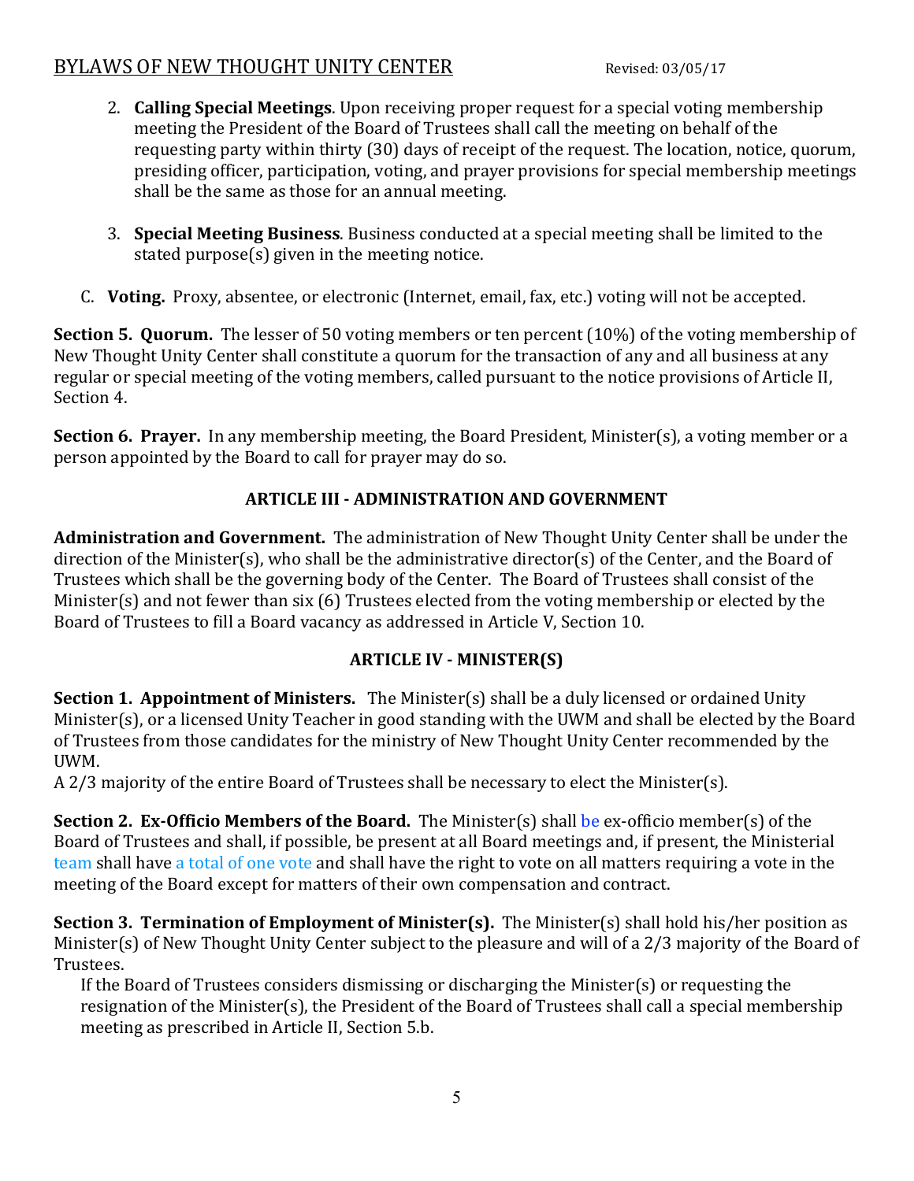2. **Calling Special Meetings**. Upon receiving proper request for a special voting membership meeting the President of the Board of Trustees shall call the meeting on behalf of the requesting party within thirty (30) days of receipt of the request. The location, notice, quorum, presiding officer, participation, voting, and prayer provisions for special membership meetings shall be the same as those for an annual meeting.

3. **Special Meeting Business**. Business conducted at a special meeting shall be limited to the stated purpose(s) given in the meeting notice.

C. **Voting.** Proxy, absentee, or electronic (Internet, email, fax, etc.) voting will not be accepted.

**Section 5. Quorum.** The lesser of 50 voting members or ten percent (10%) of the voting membership of New Thought Unity Center shall constitute a quorum for the transaction of any and all business at any regular or special meeting of the voting members, called pursuant to the notice provisions of Article II, Section 4.

**Section 6. Prayer.** In any membership meeting, the Board President, Minister(s), a voting member or a person appointed by the Board to call for prayer may do so.

## ARTICLE III - ADMINISTRATION AND GOVERNMENT

**Administration and Government.** The administration of New Thought Unity Center shall be under the direction of the Minister(s), who shall be the administrative director(s) of the Center, and the Board of Trustees which shall be the governing body of the Center. The Board of Trustees shall consist of the Minister(s) and not fewer than six (6) Trustees elected from the voting membership or elected by the Board of Trustees to fill a Board vacancy as addressed in Article V, Section 10.

## ARTICLE IV - MINISTER(S)

**Section 1. Appointment of Ministers.** The Minister(s) shall be a duly licensed or ordained Unity Minister(s), or a licensed Unity Teacher in good standing with the UWM and shall be elected by the Board of Trustees from those candidates for the ministry of New Thought Unity Center recommended by the UWM.

A 2/3 majority of the entire Board of Trustees shall be necessary to elect the Minister(s).

**Section 2. Ex-Officio Members of the Board.** The Minister(s) shall be ex-officio member(s) of the Board of Trustees and shall, if possible, be present at all Board meetings and, if present, the Ministerial team shall have a total of one vote and shall have the right to vote on all matters requiring a vote in the meeting of the Board except for matters of their own compensation and contract.

**Section 3. Termination of Employment of Minister(s).** The Minister(s) shall hold his/her position as Minister(s) of New Thought Unity Center subject to the pleasure and will of a 2/3 majority of the Board of Trustees.

If the Board of Trustees considers dismissing or discharging the Minister(s) or requesting the resignation of the Minister(s), the President of the Board of Trustees shall call a special membership meeting as prescribed in Article II, Section 5.b.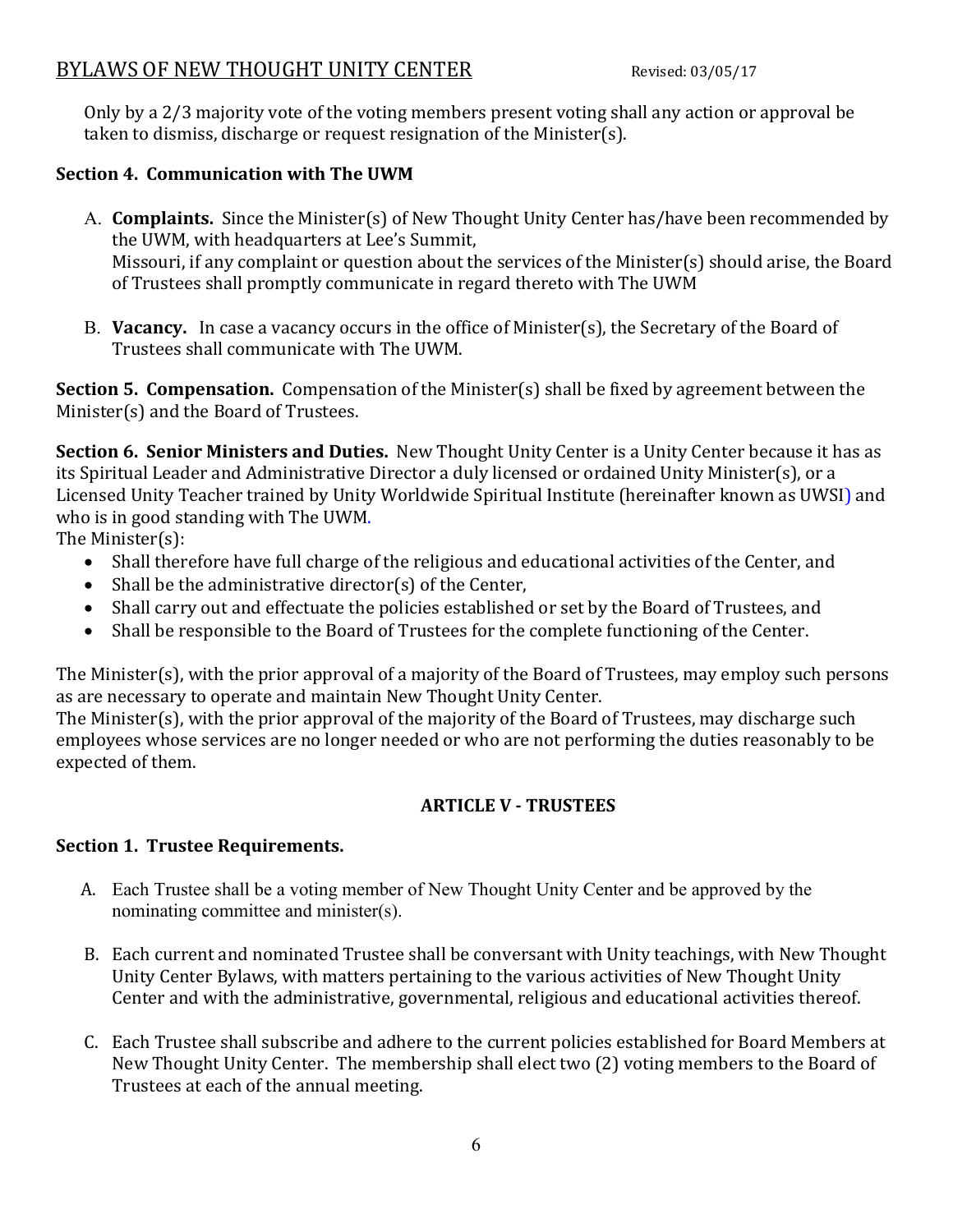Only by a 2/3 majority vote of the voting members present voting shall any action or approval be taken to dismiss, discharge or request resignation of the Minister(s).

**Section 4. Communication with The UWM**

A. **Complaints.** Since the Minister(s) of New Thought Unity Center has/have been recommended by the UWM, with headquarters at Lee's Summit, Missouri, if any complaint or question about the services of the Minister(s) should arise, the Board of Trustees shall promptly communicate in regard thereto with The UWM

B. **Vacancy.** In case a vacancy occurs in the office of Minister(s), the Secretary of the Board of Trustees shall communicate with The UWM.

**Section 5. Compensation.** Compensation of the Minister(s) shall be fixed by agreement between the Minister(s) and the Board of Trustees.

**Section 6. Senior Ministers and Duties.** New Thought Unity Center is a Unity Center because it has as its Spiritual Leader and Administrative Director a duly licensed or ordained Unity Minister(s), or a Licensed Unity Teacher trained by Unity Worldwide Spiritual Institute (hereinafter known as UWSI) and who is in good standing with The UWM.

The Minister(s):

- Shall therefore have full charge of the religious and educational activities of the Center, and
- Shall be the administrative director(s) of the Center,
- Shall carry out and effectuate the policies established or set by the Board of Trustees, and
- Shall be responsible to the Board of Trustees for the complete functioning of the Center.

The Minister(s), with the prior approval of a majority of the Board of Trustees, may employ such persons as are necessary to operate and maintain New Thought Unity Center.

The Minister(s), with the prior approval of the majority of the Board of Trustees, may discharge such employees whose services are no longer needed or who are not performing the duties reasonably to be expected of them.

## ARTICLE V - TRUSTEES

**Section 1. Trustee Requirements.**

A. Each Trustee shall be a voting member of New Thought Unity Center and be approved by the nominating committee and minister(s).

B. Each current and nominated Trustee shall be conversant with Unity teachings, with New Thought Unity Center Bylaws, with matters pertaining to the various activities of New Thought Unity Center and with the administrative, governmental, religious and educational activities thereof.

C. Each Trustee shall subscribe and adhere to the current policies established for Board Members at New Thought Unity Center. The membership shall elect two (2) voting members to the Board of Trustees at each of the annual meeting.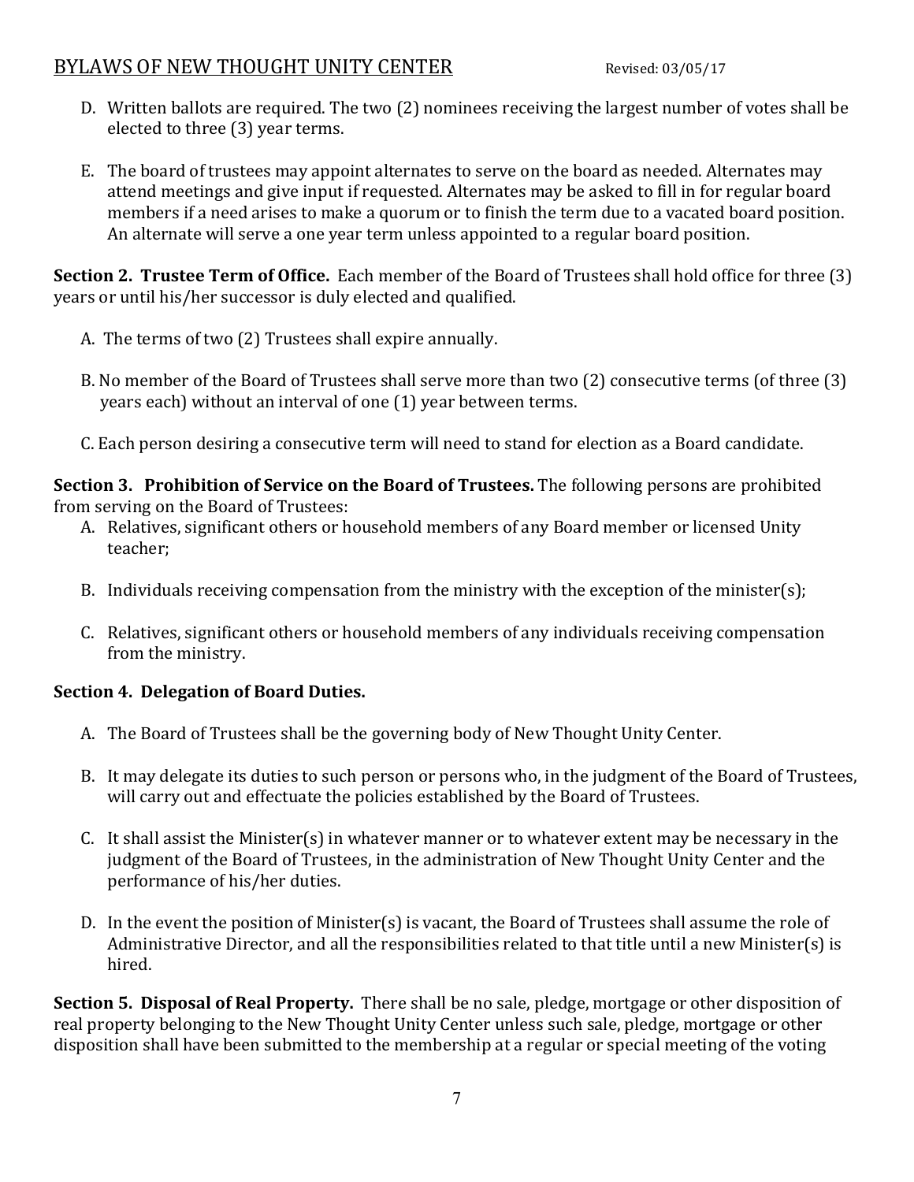D. Written ballots are required. The two (2) nominees receiving the largest number of votes shall be elected to three (3) year terms.

E. The board of trustees may appoint alternates to serve on the board as needed. Alternates may attend meetings and give input if requested. Alternates may be asked to fill in for regular board members if a need arises to make a quorum or to finish the term due to a vacated board position. An alternate will serve a one year term unless appointed to a regular board position.

**Section 2. Trustee Term of Office.** Each member of the Board of Trustees shall hold office for three (3) years or until his/her successor is duly elected and qualified.

A. The terms of two (2) Trustees shall expire annually.

B. No member of the Board of Trustees shall serve more than two (2) consecutive terms (of three (3) years each) without an interval of one (1) year between terms.

C. Each person desiring a consecutive term will need to stand for election as a Board candidate.

**Section 3. Prohibition of Service on the Board of Trustees.** The following persons are prohibited from serving on the Board of Trustees:

A. Relatives, significant others or household members of any Board member or licensed Unity teacher;

B. Individuals receiving compensation from the ministry with the exception of the minister(s);

C. Relatives, significant others or household members of any individuals receiving compensation from the ministry.

**Section 4. Delegation of Board Duties.**

A. The Board of Trustees shall be the governing body of New Thought Unity Center.

B. It may delegate its duties to such person or persons who, in the judgment of the Board of Trustees, will carry out and effectuate the policies established by the Board of Trustees.

C. It shall assist the Minister(s) in whatever manner or to whatever extent may be necessary in the judgment of the Board of Trustees, in the administration of New Thought Unity Center and the performance of his/her duties.

D. In the event the position of Minister(s) is vacant, the Board of Trustees shall assume the role of Administrative Director, and all the responsibilities related to that title until a new Minister(s) is hired.

**Section 5. Disposal of Real Property.** There shall be no sale, pledge, mortgage or other disposition of real property belonging to the New Thought Unity Center unless such sale, pledge, mortgage or other disposition shall have been submitted to the membership at a regular or special meeting of the voting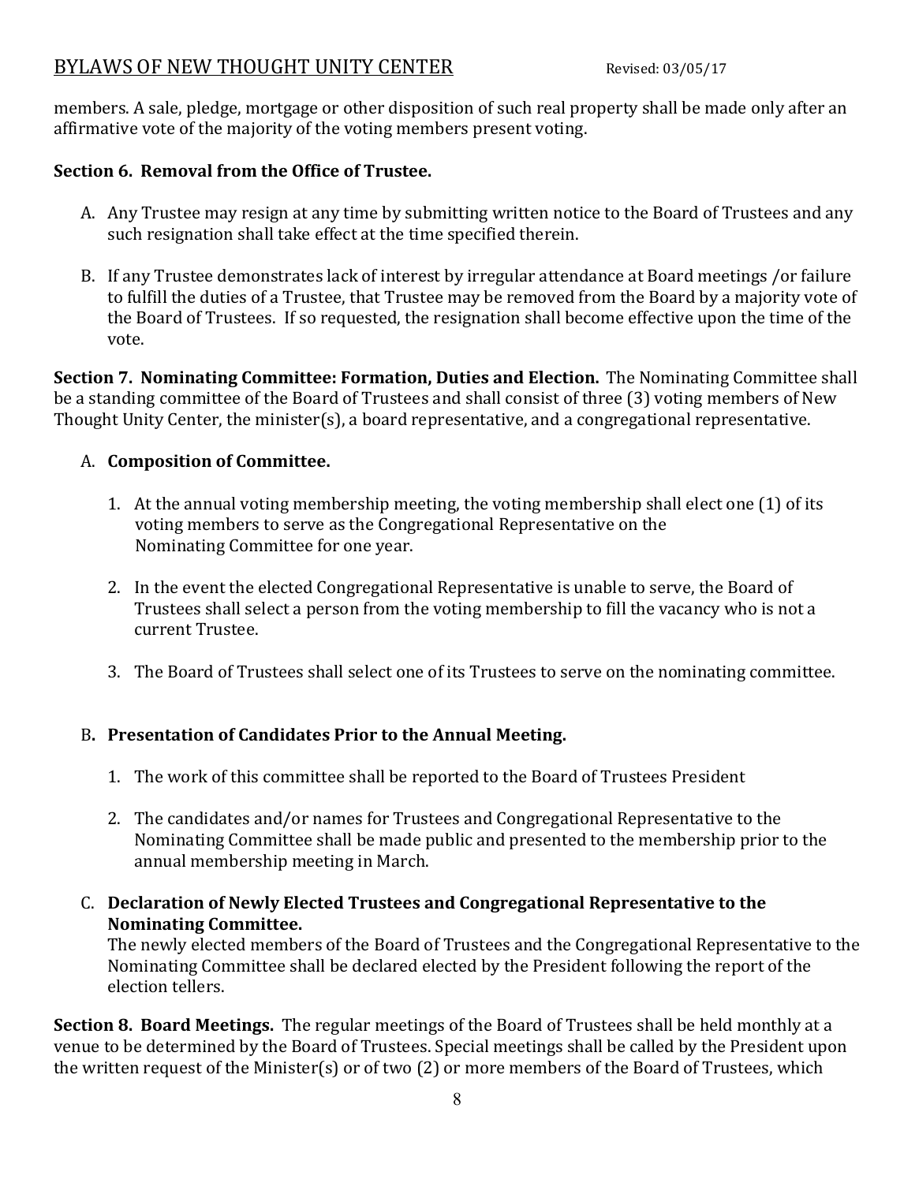members. A sale, pledge, mortgage or other disposition of such real property shall be made only after an affirmative vote of the majority of the voting members present voting.

**Section 6. Removal from the Office of Trustee.**

A. Any Trustee may resign at any time by submitting written notice to the Board of Trustees and any such resignation shall take effect at the time specified therein.

B. If any Trustee demonstrates lack of interest by irregular attendance at Board meetings /or failure to fulfill the duties of a Trustee, that Trustee may be removed from the Board by a majority vote of the Board of Trustees. If so requested, the resignation shall become effective upon the time of the vote.

**Section 7. Nominating Committee: Formation, Duties and Election.** The Nominating Committee shall be a standing committee of the Board of Trustees and shall consist of three (3) voting members of New Thought Unity Center, the minister(s), a board representative, and a congregational representative.

A. **Composition of Committee.**

1. At the annual voting membership meeting, the voting membership shall elect one (1) of its voting members to serve as the Congregational Representative on the Nominating Committee for one year.
2. In the event the elected Congregational Representative is unable to serve, the Board of Trustees shall select a person from the voting membership to fill the vacancy who is not a current Trustee.
3. The Board of Trustees shall select one of its Trustees to serve on the nominating committee.

B. **Presentation of Candidates Prior to the Annual Meeting.**

1. The work of this committee shall be reported to the Board of Trustees President
2. The candidates and/or names for Trustees and Congregational Representative to the Nominating Committee shall be made public and presented to the membership prior to the annual membership meeting in March.

C. **Declaration of Newly Elected Trustees and Congregational Representative to the Nominating Committee.**
The newly elected members of the Board of Trustees and the Congregational Representative to the Nominating Committee shall be declared elected by the President following the report of the election tellers.

**Section 8. Board Meetings.** The regular meetings of the Board of Trustees shall be held monthly at a venue to be determined by the Board of Trustees. Special meetings shall be called by the President upon the written request of the Minister(s) or of two (2) or more members of the Board of Trustees, which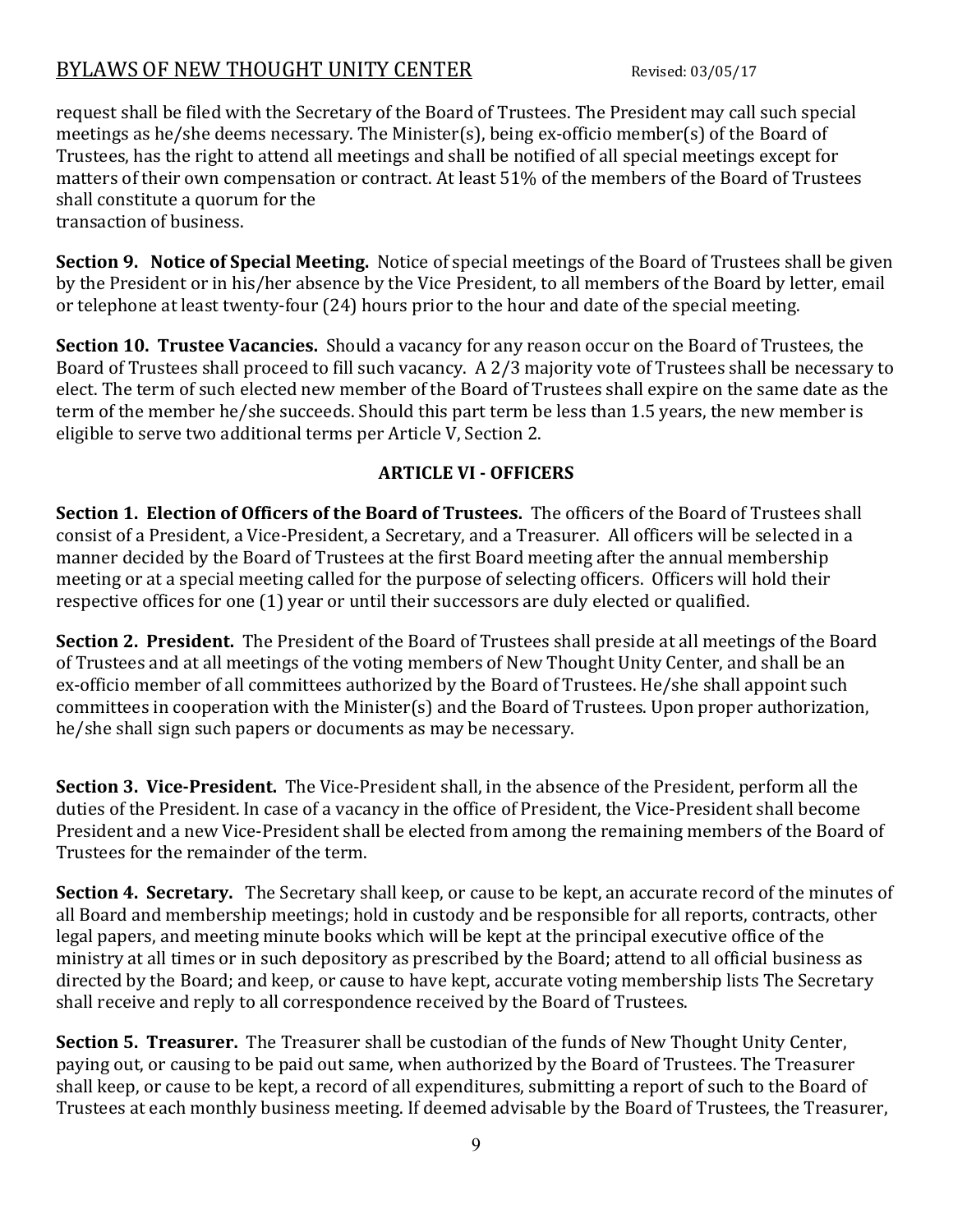request shall be filed with the Secretary of the Board of Trustees. The President may call such special meetings as he/she deems necessary. The Minister(s), being ex-officio member(s) of the Board of Trustees, has the right to attend all meetings and shall be notified of all special meetings except for matters of their own compensation or contract. At least 51% of the members of the Board of Trustees shall constitute a quorum for the
transaction of business.

**Section 9. Notice of Special Meeting.** Notice of special meetings of the Board of Trustees shall be given by the President or in his/her absence by the Vice President, to all members of the Board by letter, email or telephone at least twenty-four (24) hours prior to the hour and date of the special meeting.

**Section 10. Trustee Vacancies.** Should a vacancy for any reason occur on the Board of Trustees, the Board of Trustees shall proceed to fill such vacancy. A 2/3 majority vote of Trustees shall be necessary to elect. The term of such elected new member of the Board of Trustees shall expire on the same date as the term of the member he/she succeeds. Should this part term be less than 1.5 years, the new member is eligible to serve two additional terms per Article V, Section 2.

## ARTICLE VI - OFFICERS

**Section 1. Election of Officers of the Board of Trustees.** The officers of the Board of Trustees shall consist of a President, a Vice-President, a Secretary, and a Treasurer. All officers will be selected in a manner decided by the Board of Trustees at the first Board meeting after the annual membership meeting or at a special meeting called for the purpose of selecting officers. Officers will hold their respective offices for one (1) year or until their successors are duly elected or qualified.

**Section 2. President.** The President of the Board of Trustees shall preside at all meetings of the Board of Trustees and at all meetings of the voting members of New Thought Unity Center, and shall be an ex-officio member of all committees authorized by the Board of Trustees. He/she shall appoint such committees in cooperation with the Minister(s) and the Board of Trustees. Upon proper authorization, he/she shall sign such papers or documents as may be necessary.

**Section 3. Vice-President.** The Vice-President shall, in the absence of the President, perform all the duties of the President. In case of a vacancy in the office of President, the Vice-President shall become President and a new Vice-President shall be elected from among the remaining members of the Board of Trustees for the remainder of the term.

**Section 4. Secretary.** The Secretary shall keep, or cause to be kept, an accurate record of the minutes of all Board and membership meetings; hold in custody and be responsible for all reports, contracts, other legal papers, and meeting minute books which will be kept at the principal executive office of the ministry at all times or in such depository as prescribed by the Board; attend to all official business as directed by the Board; and keep, or cause to have kept, accurate voting membership lists The Secretary shall receive and reply to all correspondence received by the Board of Trustees.

**Section 5. Treasurer.** The Treasurer shall be custodian of the funds of New Thought Unity Center, paying out, or causing to be paid out same, when authorized by the Board of Trustees. The Treasurer shall keep, or cause to be kept, a record of all expenditures, submitting a report of such to the Board of Trustees at each monthly business meeting. If deemed advisable by the Board of Trustees, the Treasurer,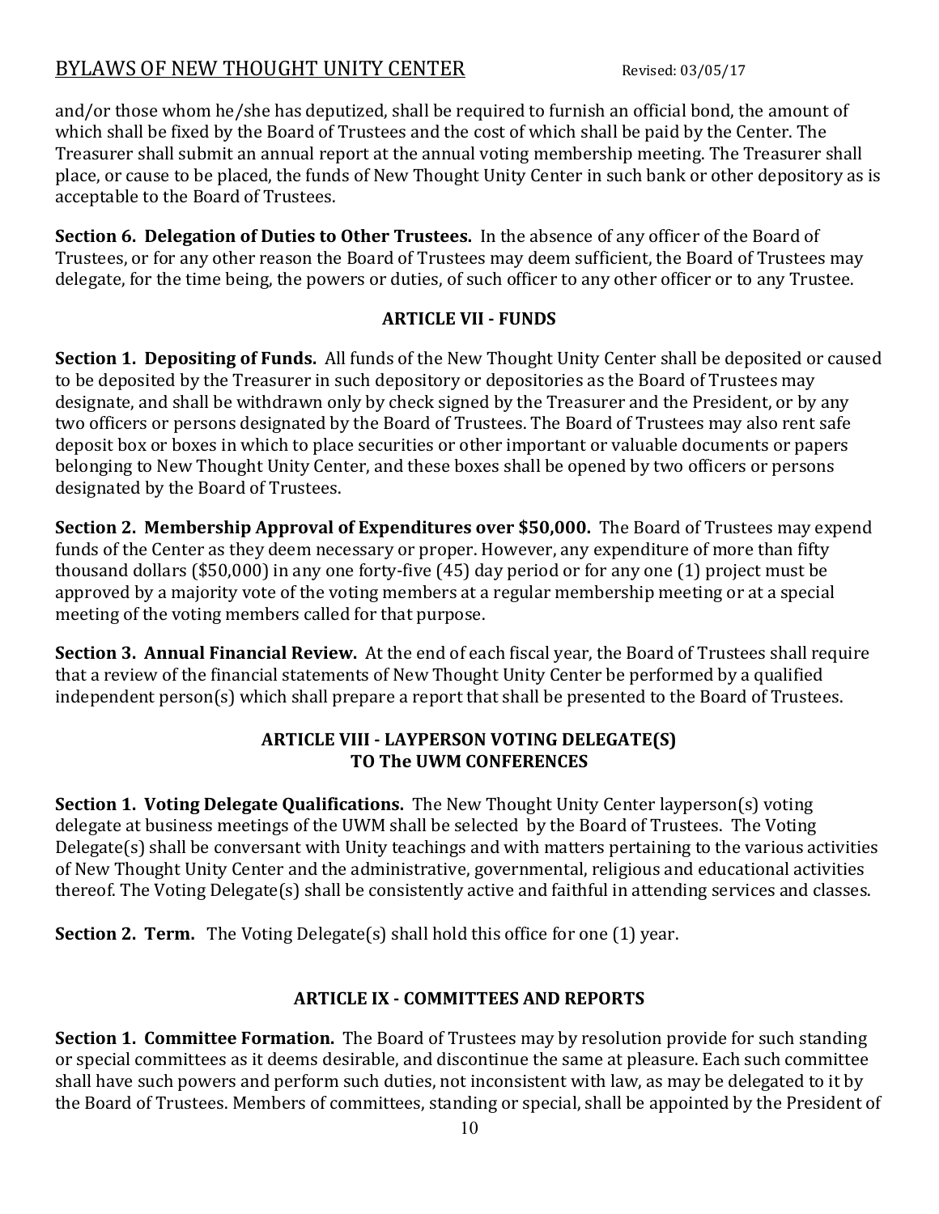and/or those whom he/she has deputized, shall be required to furnish an official bond, the amount of which shall be fixed by the Board of Trustees and the cost of which shall be paid by the Center. The Treasurer shall submit an annual report at the annual voting membership meeting. The Treasurer shall place, or cause to be placed, the funds of New Thought Unity Center in such bank or other depository as is acceptable to the Board of Trustees.

**Section 6. Delegation of Duties to Other Trustees.** In the absence of any officer of the Board of Trustees, or for any other reason the Board of Trustees may deem sufficient, the Board of Trustees may delegate, for the time being, the powers or duties, of such officer to any other officer or to any Trustee.

## ARTICLE VII - FUNDS

**Section 1. Depositing of Funds.** All funds of the New Thought Unity Center shall be deposited or caused to be deposited by the Treasurer in such depository or depositories as the Board of Trustees may designate, and shall be withdrawn only by check signed by the Treasurer and the President, or by any two officers or persons designated by the Board of Trustees. The Board of Trustees may also rent safe deposit box or boxes in which to place securities or other important or valuable documents or papers belonging to New Thought Unity Center, and these boxes shall be opened by two officers or persons designated by the Board of Trustees.

**Section 2. Membership Approval of Expenditures over $50,000.** The Board of Trustees may expend funds of the Center as they deem necessary or proper. However, any expenditure of more than fifty thousand dollars ($50,000) in any one forty-five (45) day period or for any one (1) project must be approved by a majority vote of the voting members at a regular membership meeting or at a special meeting of the voting members called for that purpose.

**Section 3. Annual Financial Review.** At the end of each fiscal year, the Board of Trustees shall require that a review of the financial statements of New Thought Unity Center be performed by a qualified independent person(s) which shall prepare a report that shall be presented to the Board of Trustees.

## ARTICLE VIII - LAYPERSON VOTING DELEGATE(S) TO The UWM CONFERENCES

**Section 1. Voting Delegate Qualifications.** The New Thought Unity Center layperson(s) voting delegate at business meetings of the UWM shall be selected by the Board of Trustees. The Voting Delegate(s) shall be conversant with Unity teachings and with matters pertaining to the various activities of New Thought Unity Center and the administrative, governmental, religious and educational activities thereof. The Voting Delegate(s) shall be consistently active and faithful in attending services and classes.

**Section 2. Term.** The Voting Delegate(s) shall hold this office for one (1) year.

## ARTICLE IX - COMMITTEES AND REPORTS

**Section 1. Committee Formation.** The Board of Trustees may by resolution provide for such standing or special committees as it deems desirable, and discontinue the same at pleasure. Each such committee shall have such powers and perform such duties, not inconsistent with law, as may be delegated to it by the Board of Trustees. Members of committees, standing or special, shall be appointed by the President of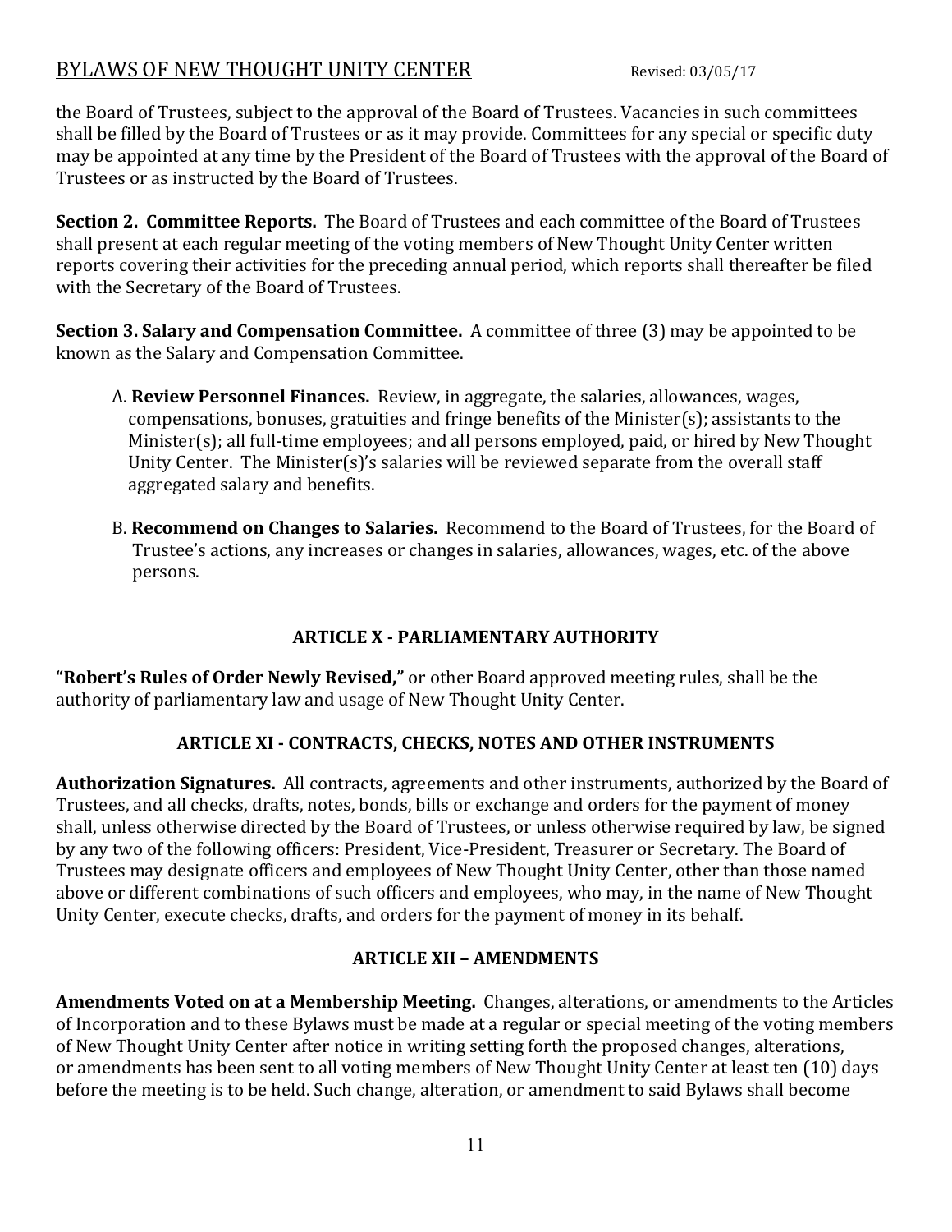the Board of Trustees, subject to the approval of the Board of Trustees. Vacancies in such committees shall be filled by the Board of Trustees or as it may provide. Committees for any special or specific duty may be appointed at any time by the President of the Board of Trustees with the approval of the Board of Trustees or as instructed by the Board of Trustees.

**Section 2. Committee Reports.** The Board of Trustees and each committee of the Board of Trustees shall present at each regular meeting of the voting members of New Thought Unity Center written reports covering their activities for the preceding annual period, which reports shall thereafter be filed with the Secretary of the Board of Trustees.

**Section 3. Salary and Compensation Committee.** A committee of three (3) may be appointed to be known as the Salary and Compensation Committee.

A. **Review Personnel Finances.** Review, in aggregate, the salaries, allowances, wages, compensations, bonuses, gratuities and fringe benefits of the Minister(s); assistants to the Minister(s); all full-time employees; and all persons employed, paid, or hired by New Thought Unity Center. The Minister(s)'s salaries will be reviewed separate from the overall staff aggregated salary and benefits.

B. **Recommend on Changes to Salaries.** Recommend to the Board of Trustees, for the Board of Trustee's actions, any increases or changes in salaries, allowances, wages, etc. of the above persons.

## ARTICLE X - PARLIAMENTARY AUTHORITY

**"Robert's Rules of Order Newly Revised,"** or other Board approved meeting rules, shall be the authority of parliamentary law and usage of New Thought Unity Center.

## ARTICLE XI - CONTRACTS, CHECKS, NOTES AND OTHER INSTRUMENTS

**Authorization Signatures.** All contracts, agreements and other instruments, authorized by the Board of Trustees, and all checks, drafts, notes, bonds, bills or exchange and orders for the payment of money shall, unless otherwise directed by the Board of Trustees, or unless otherwise required by law, be signed by any two of the following officers: President, Vice-President, Treasurer or Secretary. The Board of Trustees may designate officers and employees of New Thought Unity Center, other than those named above or different combinations of such officers and employees, who may, in the name of New Thought Unity Center, execute checks, drafts, and orders for the payment of money in its behalf.

## ARTICLE XII – AMENDMENTS

**Amendments Voted on at a Membership Meeting.** Changes, alterations, or amendments to the Articles of Incorporation and to these Bylaws must be made at a regular or special meeting of the voting members of New Thought Unity Center after notice in writing setting forth the proposed changes, alterations, or amendments has been sent to all voting members of New Thought Unity Center at least ten (10) days before the meeting is to be held. Such change, alteration, or amendment to said Bylaws shall become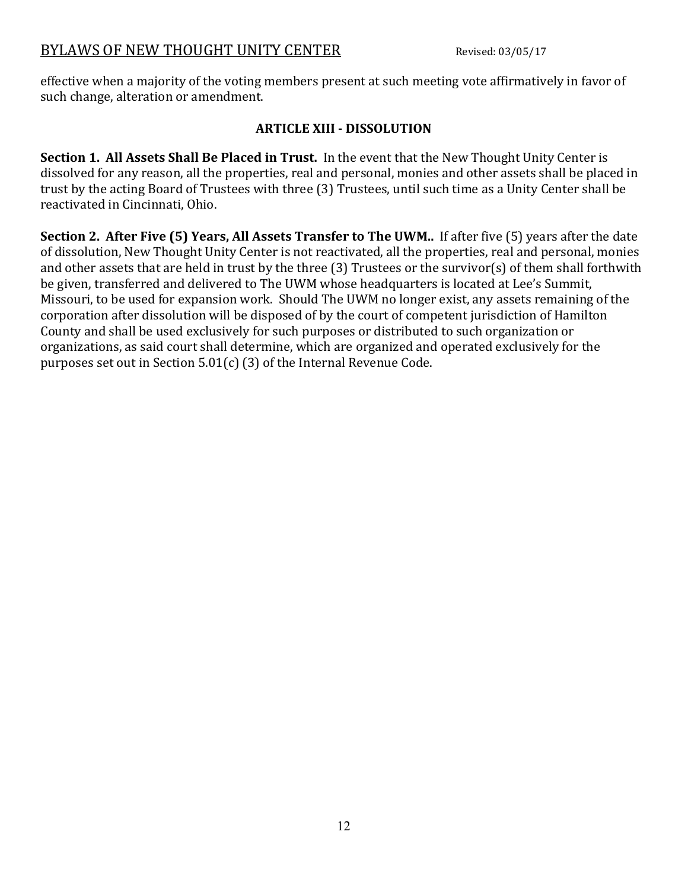effective when a majority of the voting members present at such meeting vote affirmatively in favor of such change, alteration or amendment.

## ARTICLE XIII - DISSOLUTION

**Section 1. All Assets Shall Be Placed in Trust.** In the event that the New Thought Unity Center is dissolved for any reason, all the properties, real and personal, monies and other assets shall be placed in trust by the acting Board of Trustees with three (3) Trustees, until such time as a Unity Center shall be reactivated in Cincinnati, Ohio.

**Section 2. After Five (5) Years, All Assets Transfer to The UWM..** If after five (5) years after the date of dissolution, New Thought Unity Center is not reactivated, all the properties, real and personal, monies and other assets that are held in trust by the three (3) Trustees or the survivor(s) of them shall forthwith be given, transferred and delivered to The UWM whose headquarters is located at Lee's Summit, Missouri, to be used for expansion work. Should The UWM no longer exist, any assets remaining of the corporation after dissolution will be disposed of by the court of competent jurisdiction of Hamilton County and shall be used exclusively for such purposes or distributed to such organization or organizations, as said court shall determine, which are organized and operated exclusively for the purposes set out in Section 5.01(c) (3) of the Internal Revenue Code.